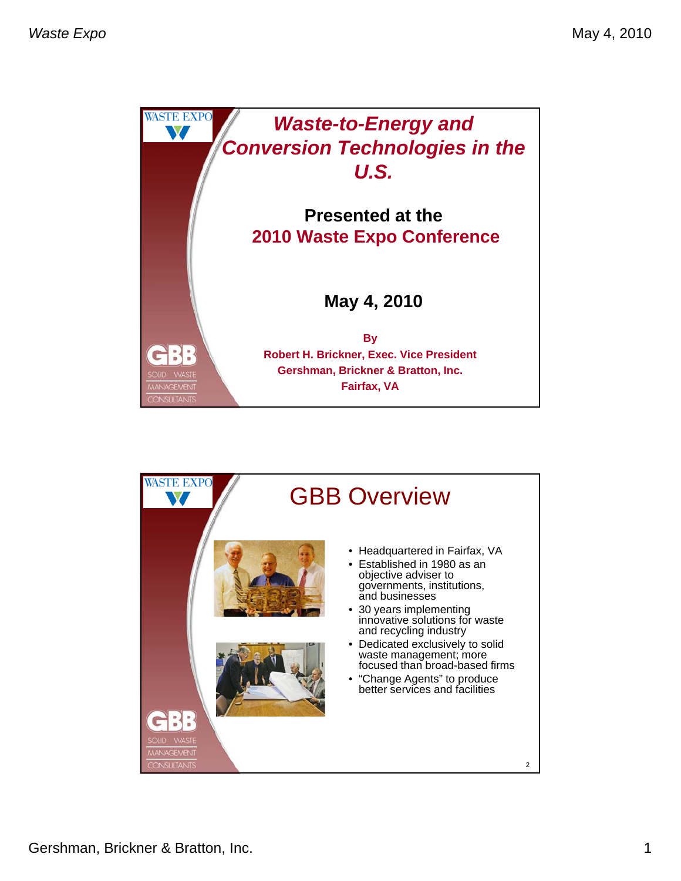# Waste-to-Energy and Conversion Technologies in the U.S.

**Presented at the**
**2010 Waste Expo Conference**

**May 4, 2010**

**By**
**Robert H. Brickner, Exec. Vice President**
**Gershman, Brickner & Bratton, Inc.**
**Fairfax, VA**

## GBB Overview

- Headquartered in Fairfax, VA
- Established in 1980 as an objective adviser to governments, institutions, and businesses
- 30 years implementing innovative solutions for waste and recycling industry
- Dedicated exclusively to solid waste management; more focused than broad-based firms
- "Change Agents" to produce better services and facilities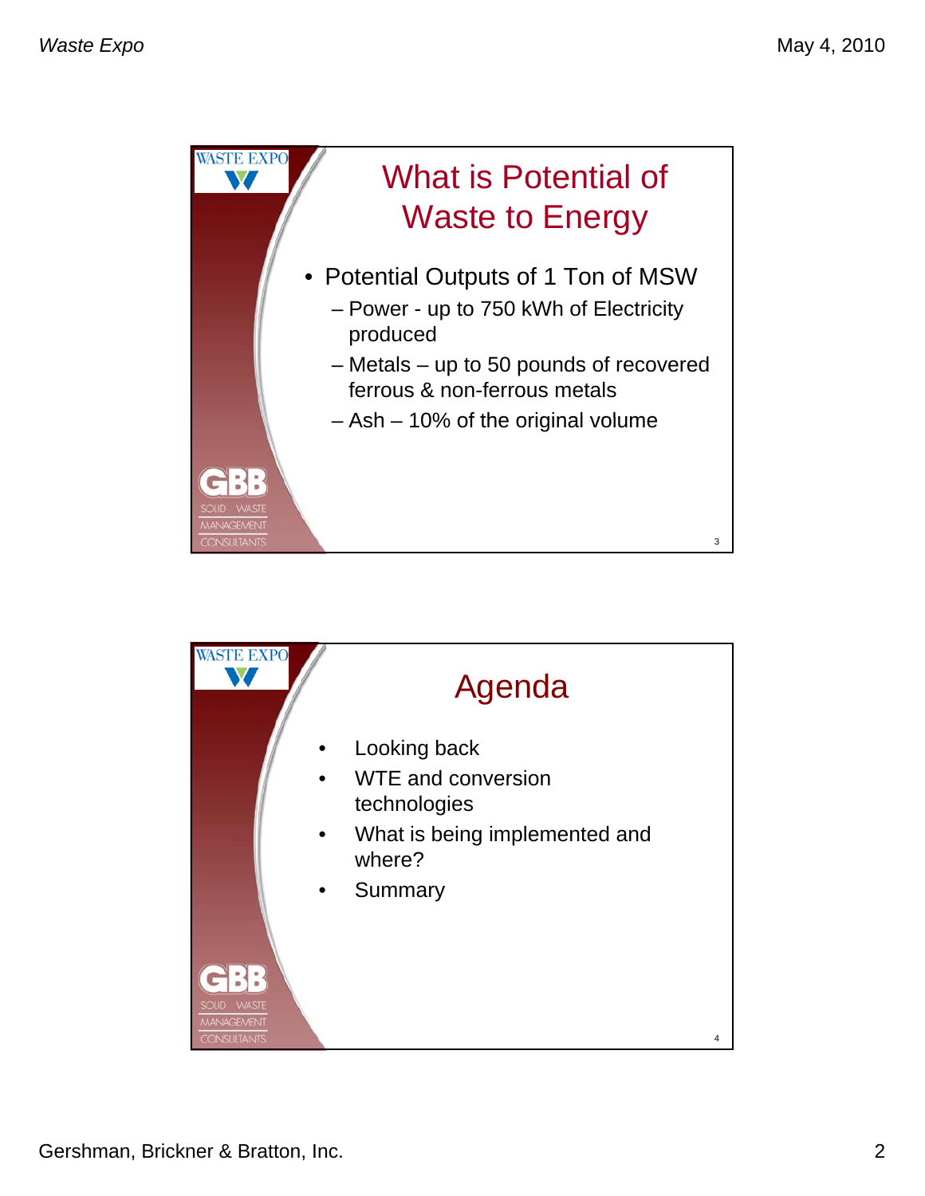## What is Potential of Waste to Energy

- Potential Outputs of 1 Ton of MSW
  - Power - up to 750 kWh of Electricity produced
  - Metals – up to 50 pounds of recovered ferrous & non-ferrous metals
  - Ash – 10% of the original volume

## Agenda

- Looking back
- WTE and conversion technologies
- What is being implemented and where?
- Summary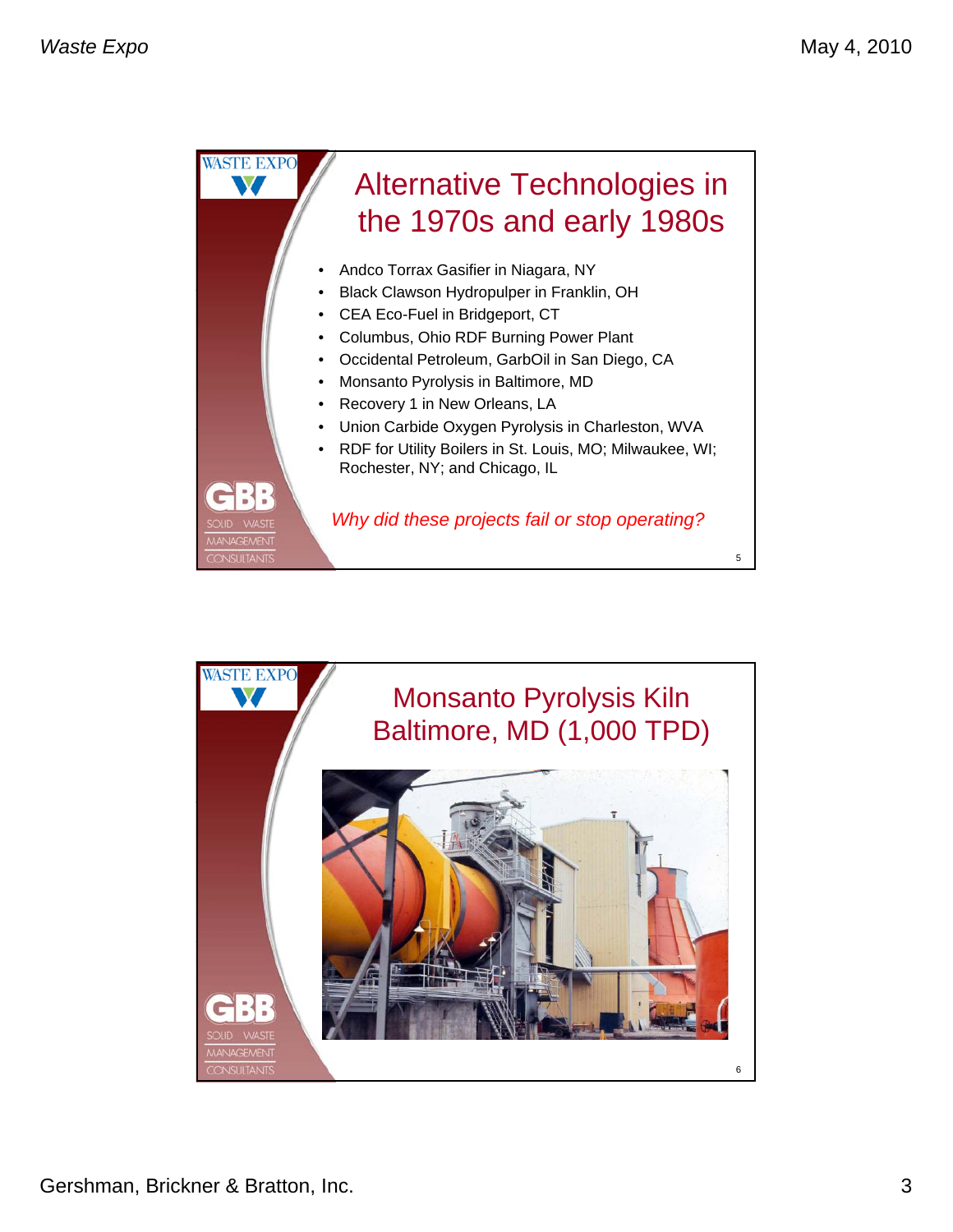## Alternative Technologies in the 1970s and early 1980s

- Andco Torrax Gasifier in Niagara, NY
- Black Clawson Hydropulper in Franklin, OH
- CEA Eco-Fuel in Bridgeport, CT
- Columbus, Ohio RDF Burning Power Plant
- Occidental Petroleum, GarbOil in San Diego, CA
- Monsanto Pyrolysis in Baltimore, MD
- Recovery 1 in New Orleans, LA
- Union Carbide Oxygen Pyrolysis in Charleston, WVA
- RDF for Utility Boilers in St. Louis, MO; Milwaukee, WI; Rochester, NY; and Chicago, IL

*Why did these projects fail or stop operating?*

## Monsanto Pyrolysis Kiln Baltimore, MD (1,000 TPD)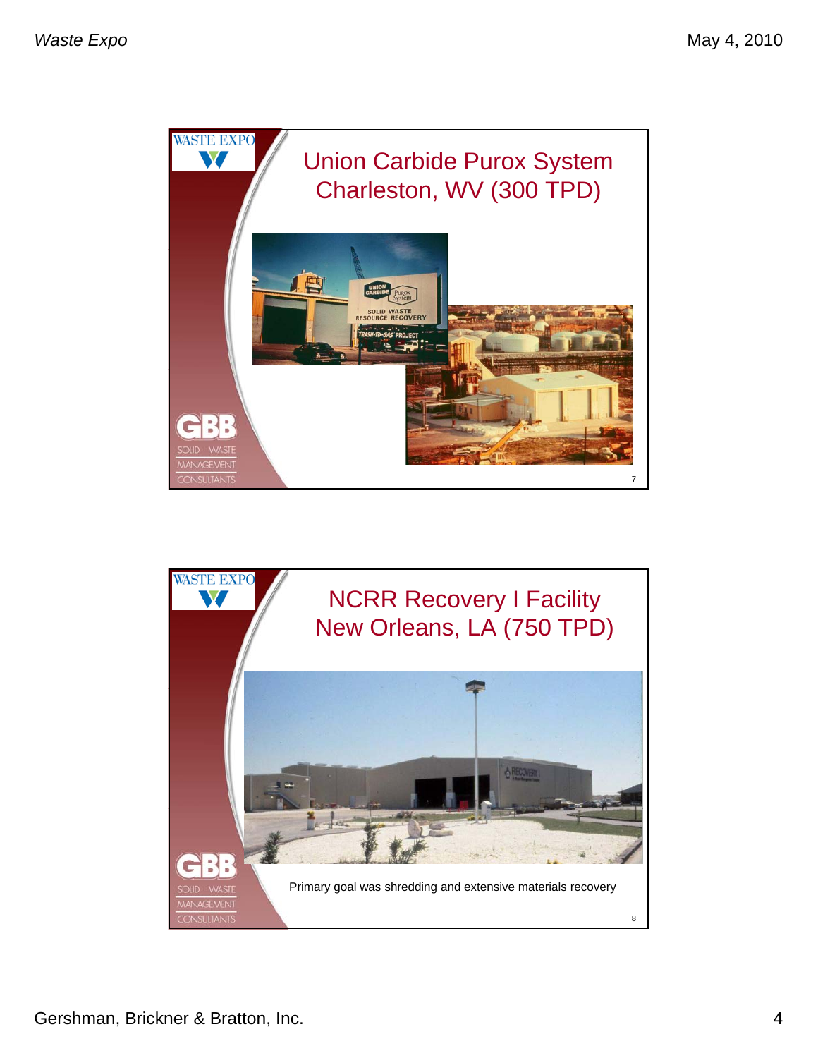## Union Carbide Purox System Charleston, WV (300 TPD)

## NCRR Recovery I Facility New Orleans, LA (750 TPD)

Primary goal was shredding and extensive materials recovery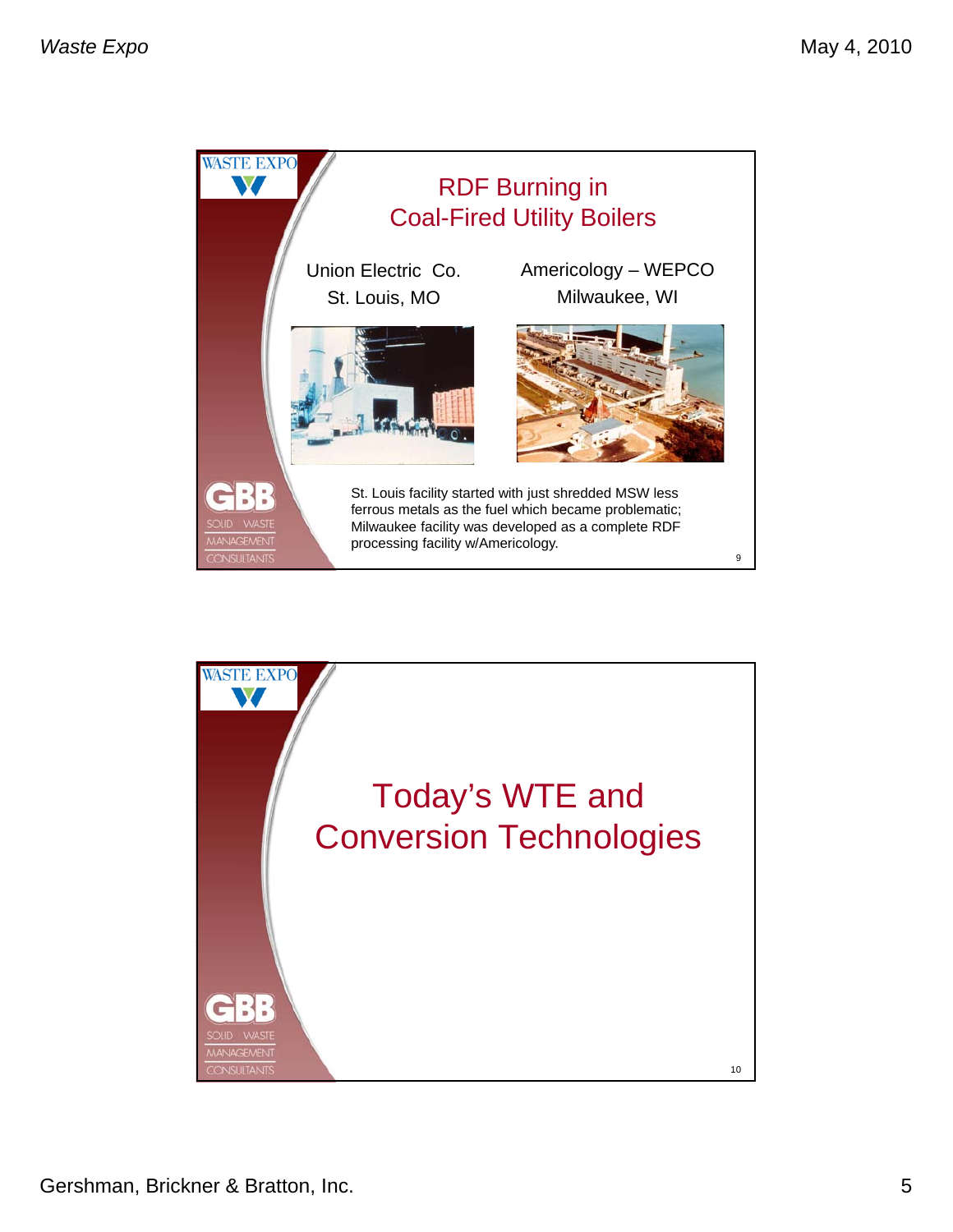## RDF Burning in Coal-Fired Utility Boilers

Union Electric Co.
St. Louis, MO

Americology – WEPCO
Milwaukee, WI

St. Louis facility started with just shredded MSW less ferrous metals as the fuel which became problematic; Milwaukee facility was developed as a complete RDF processing facility w/Americology.

## Today's WTE and Conversion Technologies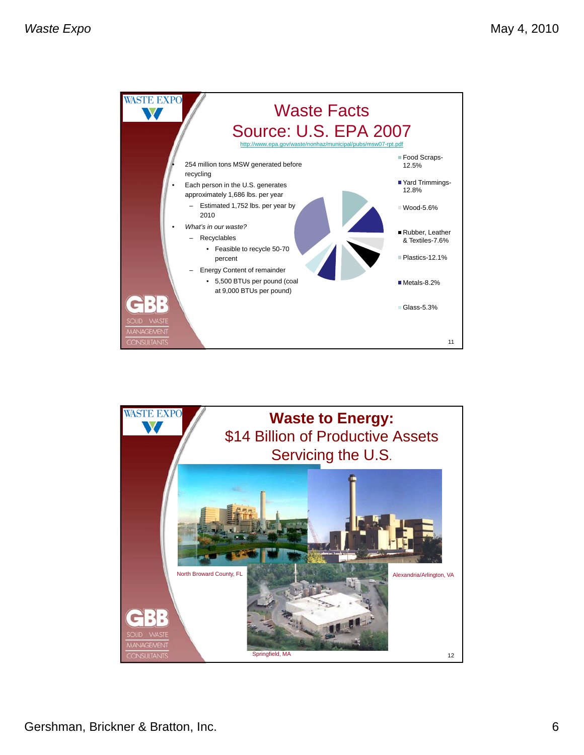## Waste Facts
## Source: U.S. EPA 2007

http://www.epa.gov/waste/nonhaz/municipal/pubs/msw07-rpt.pdf

- 254 million tons MSW generated before recycling
- Each person in the U.S. generates approximately 1,686 lbs. per year
  - Estimated 1,752 lbs. per year by 2010
- *What's in our waste?*
  - Recyclables
    - Feasible to recycle 50-70 percent
  - Energy Content of remainder
    - 5,500 BTUs per pound (coal at 9,000 BTUs per pound)

- Food Scraps-12.5%
- Yard Trimmings-12.8%
- Wood-5.6%
- Rubber, Leather & Textiles-7.6%
- Plastics-12.1%
- Metals-8.2%
- Glass-5.3%

## Waste to Energy: $14 Billion of Productive Assets Servicing the U.S.

North Broward County, FL

Alexandria/Arlington, VA

Springfield, MA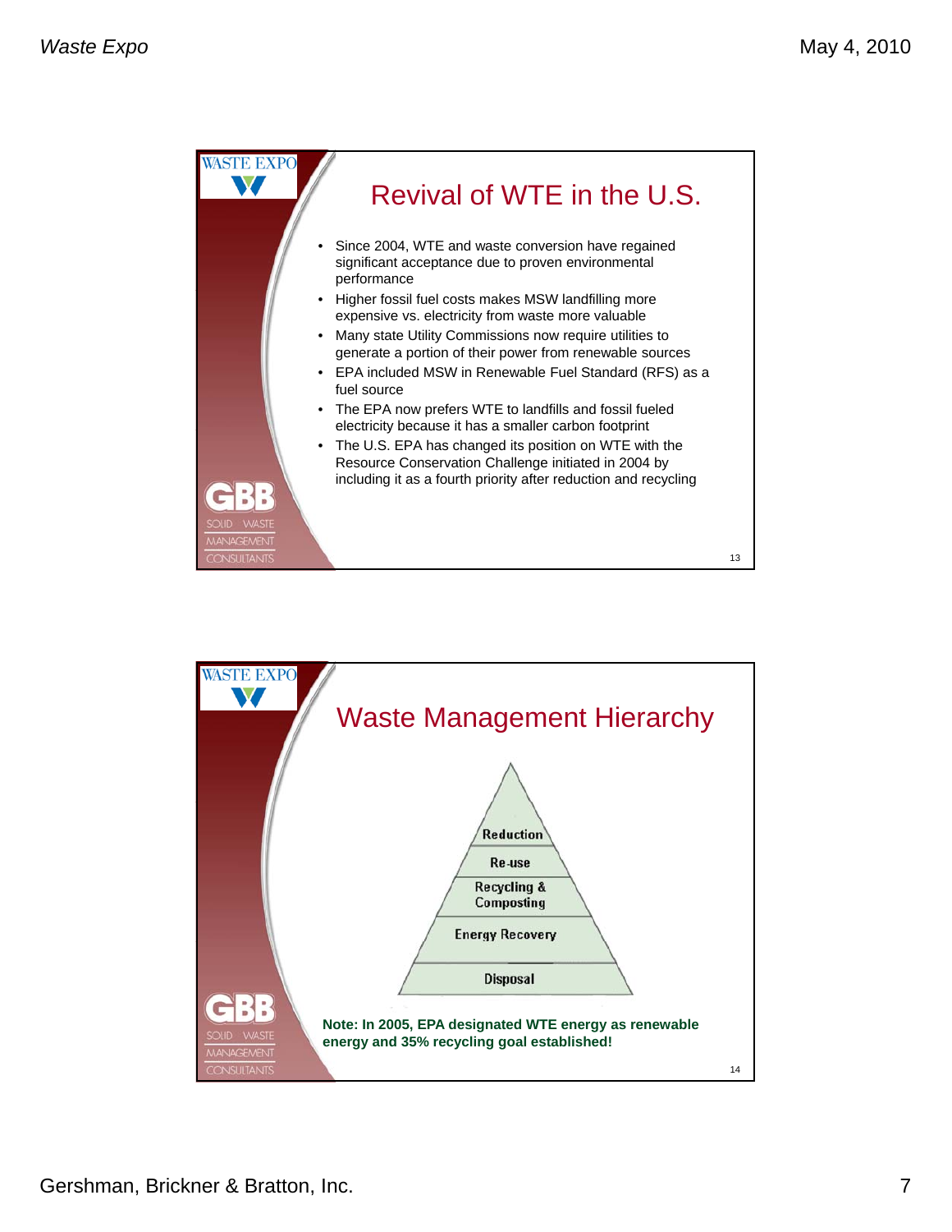## Revival of WTE in the U.S.

- Since 2004, WTE and waste conversion have regained significant acceptance due to proven environmental performance
- Higher fossil fuel costs makes MSW landfilling more expensive vs. electricity from waste more valuable
- Many state Utility Commissions now require utilities to generate a portion of their power from renewable sources
- EPA included MSW in Renewable Fuel Standard (RFS) as a fuel source
- The EPA now prefers WTE to landfills and fossil fueled electricity because it has a smaller carbon footprint
- The U.S. EPA has changed its position on WTE with the Resource Conservation Challenge initiated in 2004 by including it as a fourth priority after reduction and recycling

## Waste Management Hierarchy

- Reduction
- Re-use
- Recycling & Composting
- Energy Recovery
- Disposal

**Note: In 2005, EPA designated WTE energy as renewable energy and 35% recycling goal established!**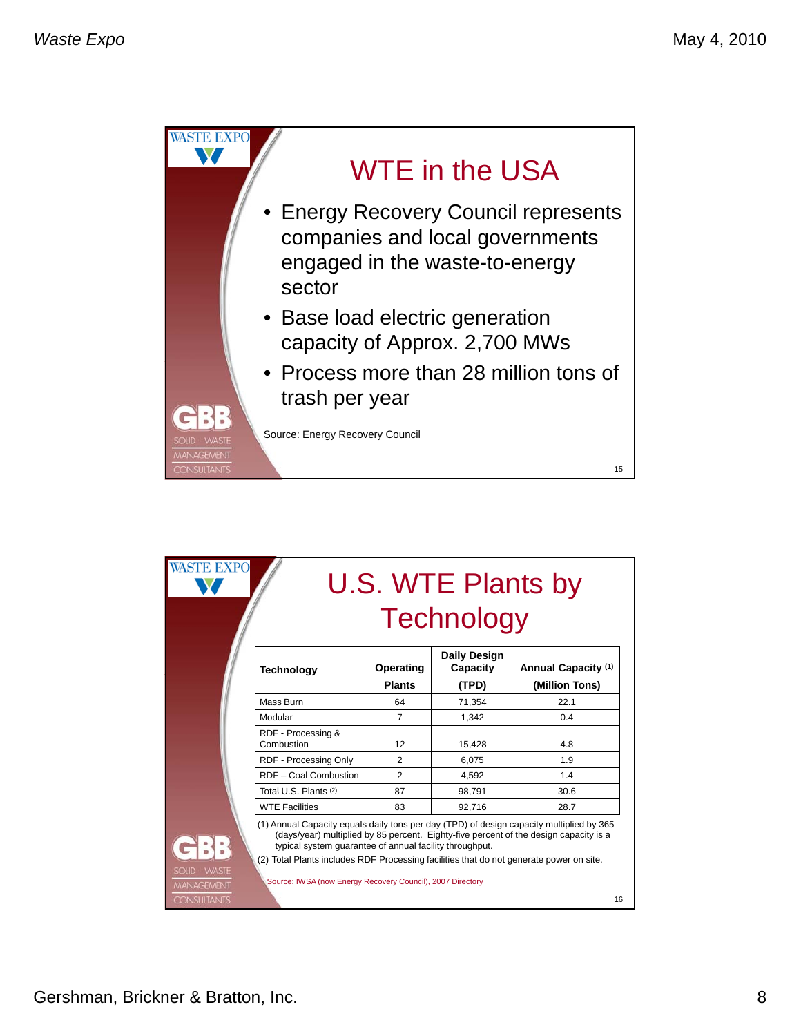## WTE in the USA

- Energy Recovery Council represents companies and local governments engaged in the waste-to-energy sector
- Base load electric generation capacity of Approx. 2,700 MWs
- Process more than 28 million tons of trash per year

Source: Energy Recovery Council

## U.S. WTE Plants by Technology

| Technology | Operating Plants | Daily Design Capacity (TPD) | Annual Capacity [(1)] (Million Tons) |
|---|---|---|---|
| Mass Burn | 64 | 71,354 | 22.1 |
| Modular | 7 | 1,342 | 0.4 |
| RDF - Processing & Combustion | 12 | 15,428 | 4.8 |
| RDF - Processing Only | 2 | 6,075 | 1.9 |
| RDF – Coal Combustion | 2 | 4,592 | 1.4 |
| Total U.S. Plants [(2)] | 87 | 98,791 | 30.6 |
| WTE Facilities | 83 | 92,716 | 28.7 |

(1) Annual Capacity equals daily tons per day (TPD) of design capacity multiplied by 365 (days/year) multiplied by 85 percent. Eighty-five percent of the design capacity is a typical system guarantee of annual facility throughput.

(2) Total Plants includes RDF Processing facilities that do not generate power on site.

Source: IWSA (now Energy Recovery Council), 2007 Directory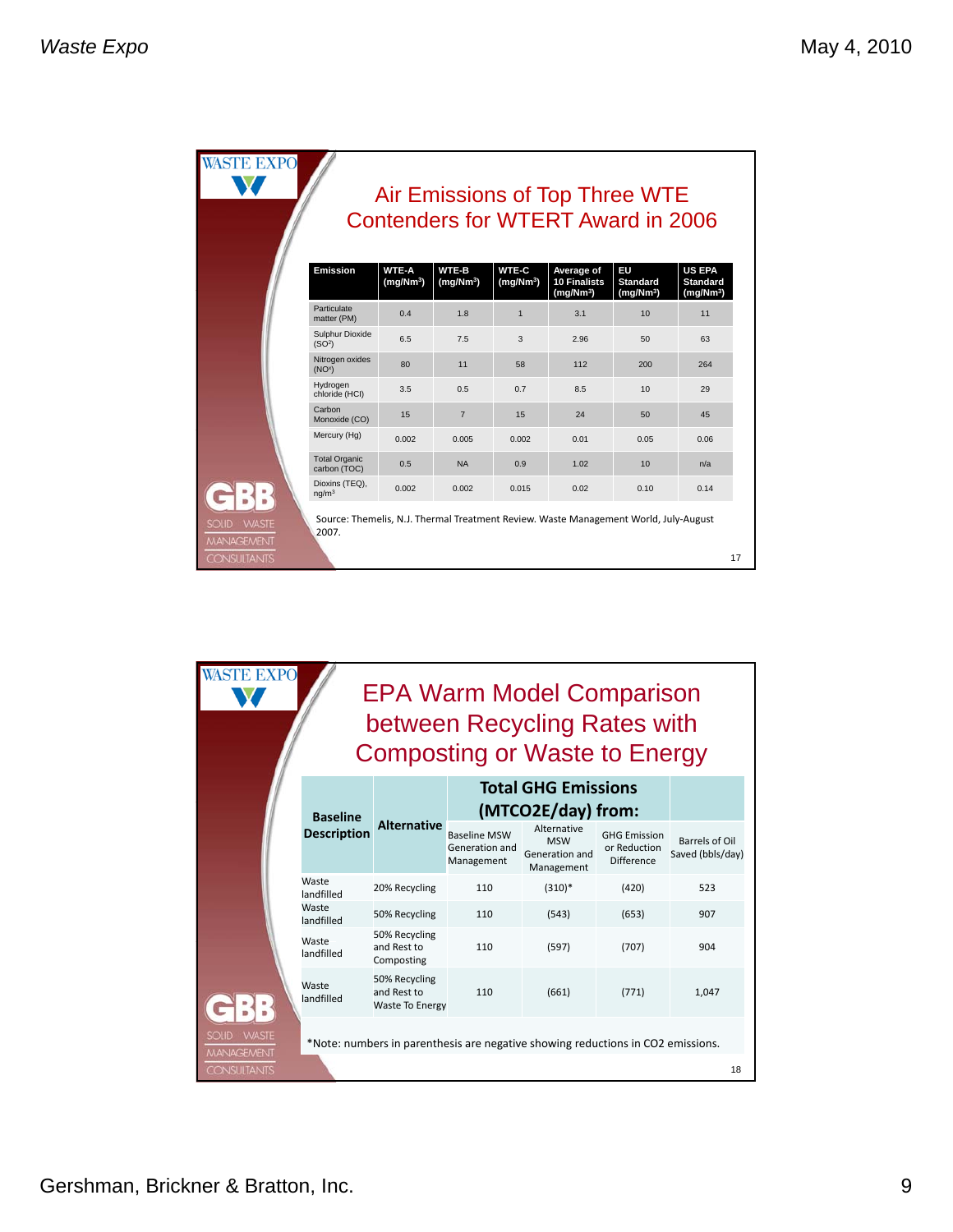## Air Emissions of Top Three WTE Contenders for WTERT Award in 2006

| Emission | WTE-A ($mg/Nm^3$) | WTE-B ($mg/Nm^3$) | WTE-C ($mg/Nm^3$) | Average of 10 Finalists ($mg/Nm^3$) | EU Standard ($mg/Nm^3$) | US EPA Standard ($mg/Nm^3$) |
|---|---|---|---|---|---|---|
| Particulate matter (PM) | 0.4 | 1.8 | 1 | 3.1 | 10 | 11 |
| Sulphur Dioxide ($SO^2$) | 6.5 | 7.5 | 3 | 2.96 | 50 | 63 |
| Nitrogen oxides ($NO^x$) | 80 | 11 | 58 | 112 | 200 | 264 |
| Hydrogen chloride (HCl) | 3.5 | 0.5 | 0.7 | 8.5 | 10 | 29 |
| Carbon Monoxide (CO) | 15 | 7 | 15 | 24 | 50 | 45 |
| Mercury (Hg) | 0.002 | 0.005 | 0.002 | 0.01 | 0.05 | 0.06 |
| Total Organic carbon (TOC) | 0.5 | NA | 0.9 | 1.02 | 10 | n/a |
| Dioxins (TEQ), $ng/m^3$ | 0.002 | 0.002 | 0.015 | 0.02 | 0.10 | 0.14 |

Source: Themelis, N.J. Thermal Treatment Review. Waste Management World, July-August 2007.

## EPA Warm Model Comparison between Recycling Rates with Composting or Waste to Energy

| Baseline Description | Alternative | Total GHG Emissions (MTCO2E/day) from: Baseline MSW Generation and Management | Alternative MSW Generation and Management | GHG Emission or Reduction Difference | Barrels of Oil Saved (bbls/day) |
|---|---|---|---|---|---|
| Waste landfilled | 20% Recycling | 110 | (310)* | (420) | 523 |
| Waste landfilled | 50% Recycling | 110 | (543) | (653) | 907 |
| Waste landfilled | 50% Recycling and Rest to Composting | 110 | (597) | (707) | 904 |
| Waste landfilled | 50% Recycling and Rest to Waste To Energy | 110 | (661) | (771) | 1,047 |

*Note: numbers in parenthesis are negative showing reductions in CO2 emissions.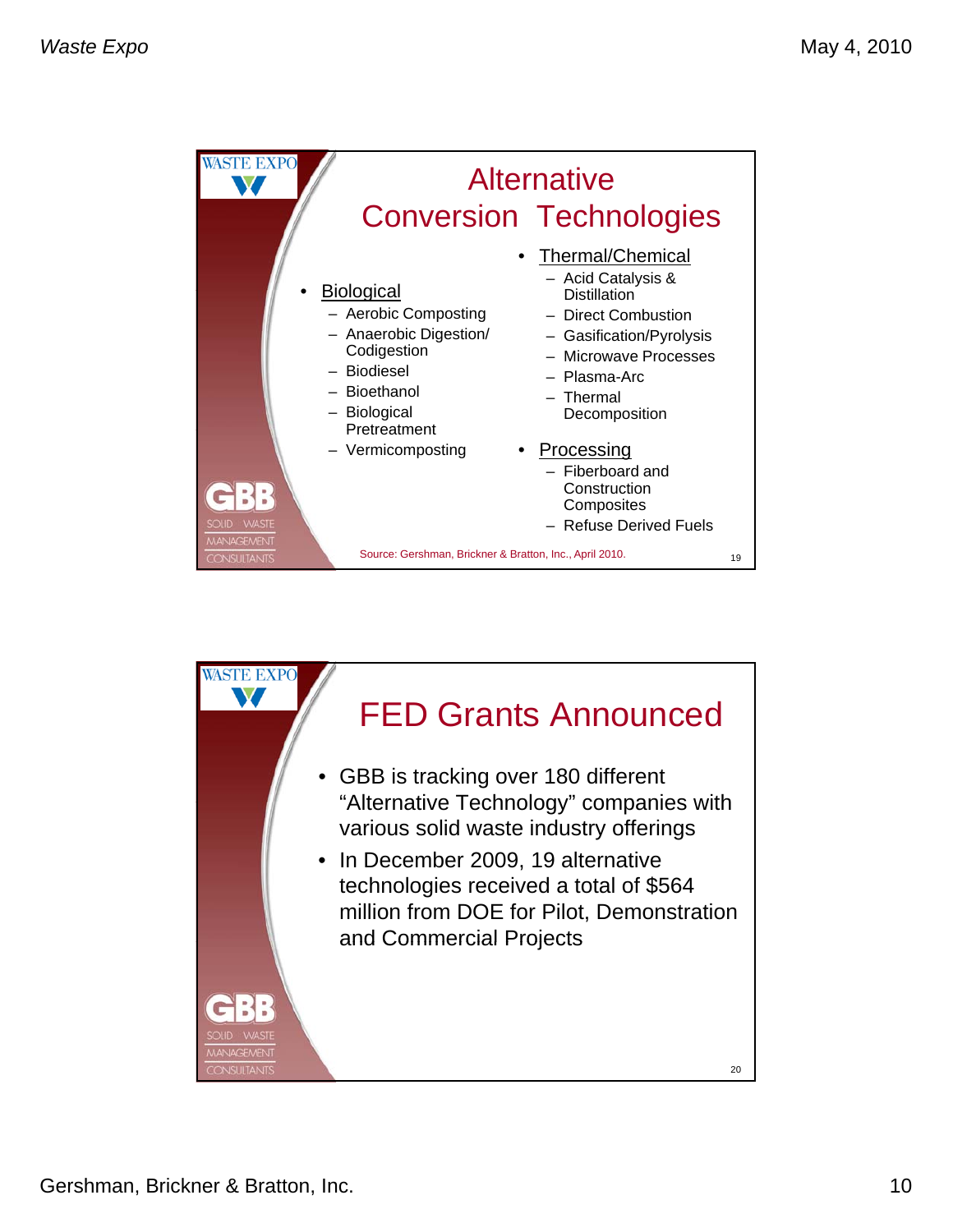## Alternative Conversion Technologies

- Biological
  - Aerobic Composting
  - Anaerobic Digestion/ Codigestion
  - Biodiesel
  - Bioethanol
  - Biological Pretreatment
  - Vermicomposting
- Thermal/Chemical
  - Acid Catalysis & Distillation
  - Direct Combustion
  - Gasification/Pyrolysis
  - Microwave Processes
  - Plasma-Arc
  - Thermal Decomposition
- Processing
  - Fiberboard and Construction Composites
  - Refuse Derived Fuels

Source: Gershman, Brickner & Bratton, Inc., April 2010.

## FED Grants Announced

- GBB is tracking over 180 different "Alternative Technology" companies with various solid waste industry offerings
- In December 2009, 19 alternative technologies received a total of $564 million from DOE for Pilot, Demonstration and Commercial Projects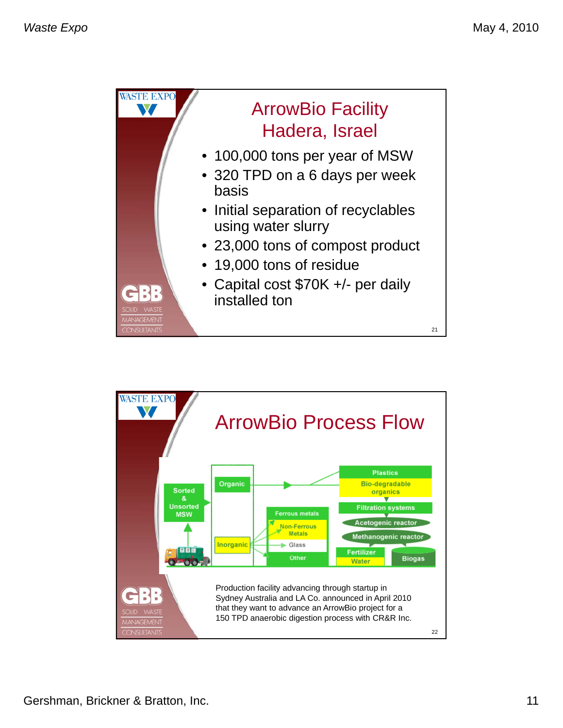## ArrowBio Facility Hadera, Israel

- 100,000 tons per year of MSW
- 320 TPD on a 6 days per week basis
- Initial separation of recyclables using water slurry
- 23,000 tons of compost product
- 19,000 tons of residue
- Capital cost $70K +/- per daily installed ton

## ArrowBio Process Flow

Sorted & Unsorted MSW

Organic

Inorganic

Plastics

Bio-degradable organics

Filtration systems

Acetogenic reactor

Methanogenic reactor

Fertilizer

Water

Biogas

Ferrous metals

Non-Ferrous Metals

Glass

Other

Production facility advancing through startup in Sydney Australia and LA Co. announced in April 2010 that they want to advance an ArrowBio project for a 150 TPD anaerobic digestion process with CR&R Inc.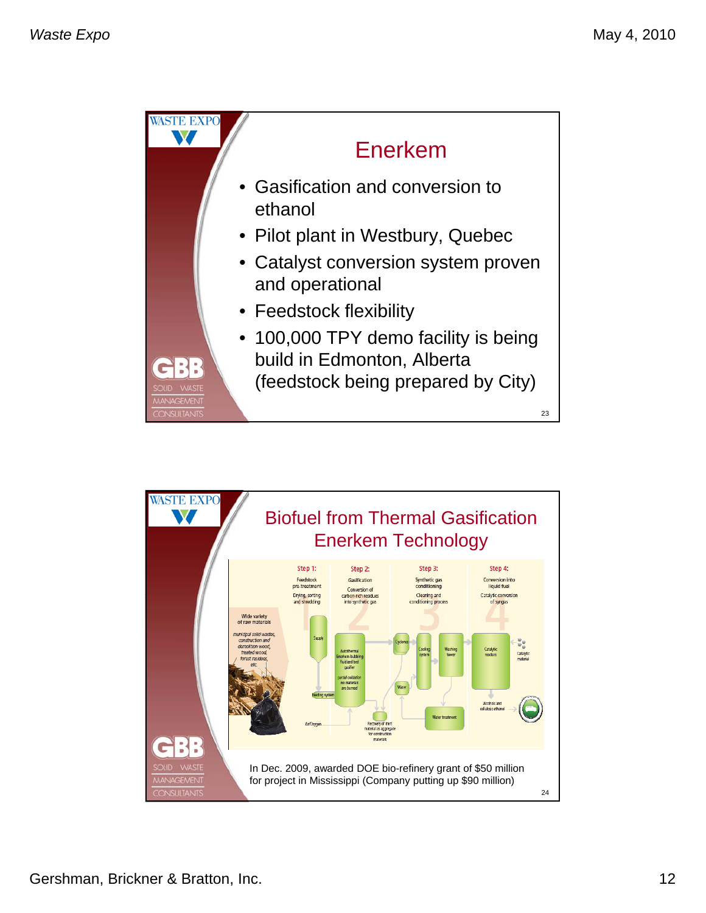## Enerkem

- Gasification and conversion to ethanol
- Pilot plant in Westbury, Quebec
- Catalyst conversion system proven and operational
- Feedstock flexibility
- 100,000 TPY demo facility is being build in Edmonton, Alberta (feedstock being prepared by City)

## Biofuel from Thermal Gasification Enerkem Technology

Step 1: Feedstock pre-treatment — Drying, sorting and shredding

Step 2: Gasification — Conversion of carbon-rich residues into synthetic gas

Step 3: Synthetic gas conditioning — Cleaning and conditioning process

Step 4: Conversion into liquid fuel — Catalytic conversion of syngas

Wide variety of raw materials: municipal solid wastes, construction and demolition wood, treated wood, forest residues, etc.

Supply · Feeding system · Air/Oxygen · Autothermal Enerkem bubbling fluidized bed gasifier · partial oxidation: no materials are burned · Recovery of inert material as aggregate for construction materials · Cyclones · Water · Cooling system · Washing tower · Water treatment · Catalytic reactors · Catalytic material · Alcohols and cellulosic ethanol

In Dec. 2009, awarded DOE bio-refinery grant of $50 million for project in Mississippi (Company putting up $90 million)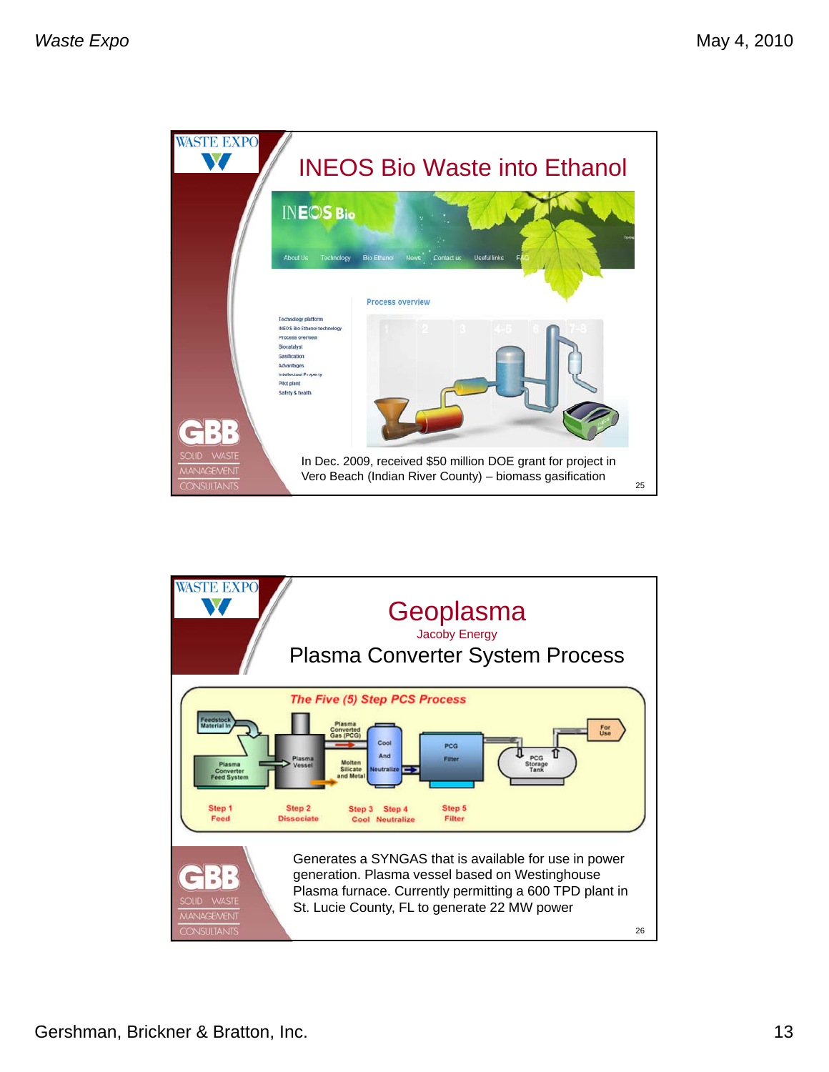## INEOS Bio Waste into Ethanol

INEOS Bio

About Us · Technology · Bio Ethanol · News · Contact us · Useful links · FAQ

Process overview

- Technology platform
- INEOS Bio Ethanol technology
- Process overview
- Biocatalyst
- Gasification
- Advantages
- Intellectual Property
- Pilot plant
- Safety & health

In Dec. 2009, received $50 million DOE grant for project in Vero Beach (Indian River County) – biomass gasification

## Geoplasma

Jacoby Energy

### Plasma Converter System Process

*The Five (5) Step PCS Process*

Feedstock Material In → Plasma Converter Feed System → Plasma Vessel → Plasma Converted Gas (PCG) → Cool And Neutralize → PCG Filter → PCG Storage Tank → For Use

Molten Silicate and Metal

- Step 1 Feed
- Step 2 Dissociate
- Step 3 Cool
- Step 4 Neutralize
- Step 5 Filter

Generates a SYNGAS that is available for use in power generation. Plasma vessel based on Westinghouse Plasma furnace. Currently permitting a 600 TPD plant in St. Lucie County, FL to generate 22 MW power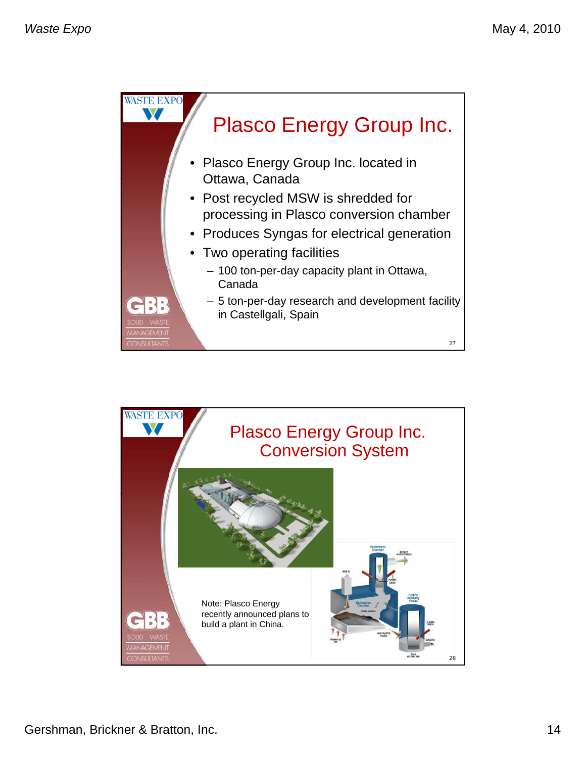# Plasco Energy Group Inc.

- Plasco Energy Group Inc. located in Ottawa, Canada
- Post recycled MSW is shredded for processing in Plasco conversion chamber
- Produces Syngas for electrical generation
- Two operating facilities
  - 100 ton-per-day capacity plant in Ottawa, Canada
  - 5 ton-per-day research and development facility in Castellgali, Spain

# Plasco Energy Group Inc. Conversion System

Note: Plasco Energy recently announced plans to build a plant in China.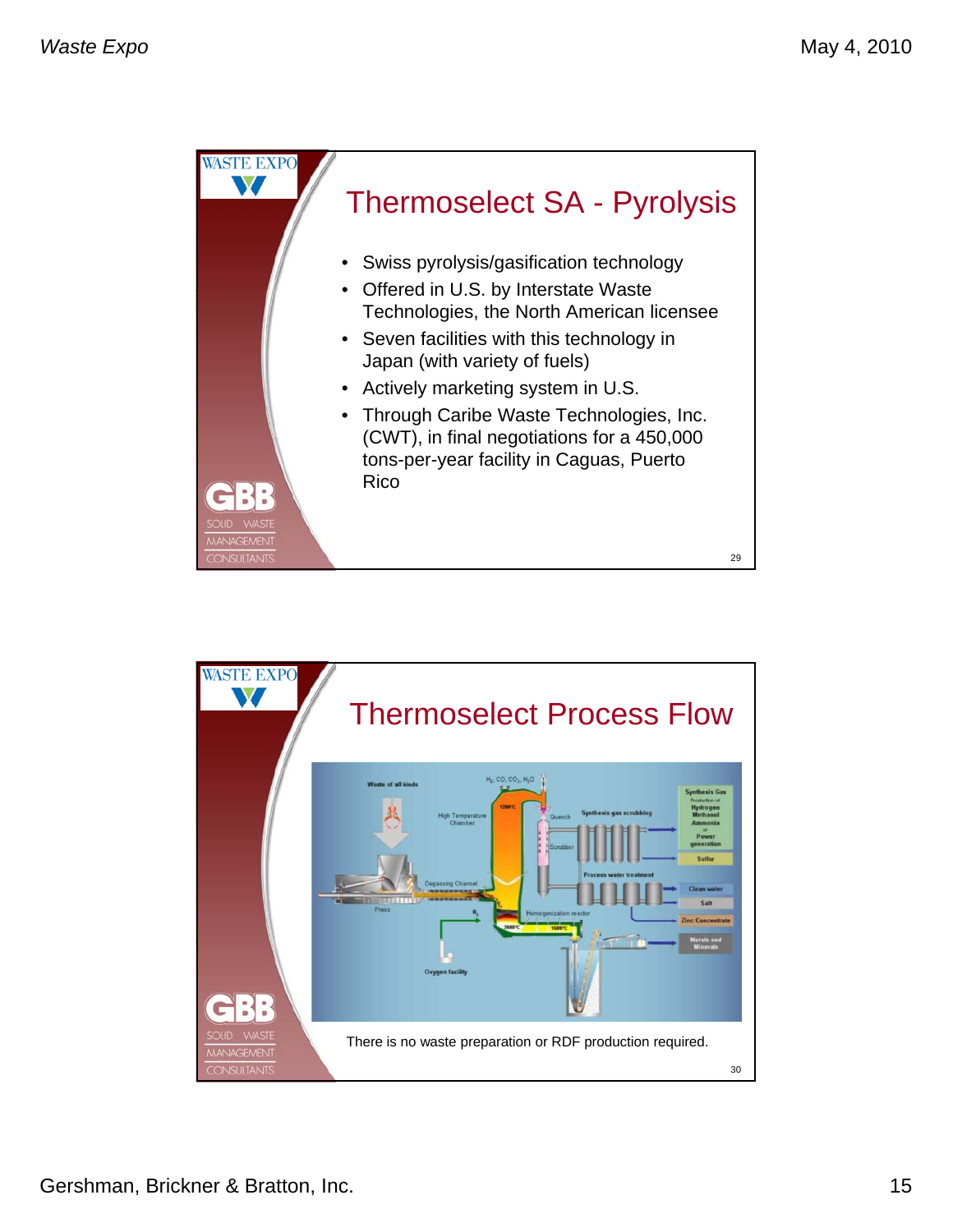## Thermoselect SA - Pyrolysis

- Swiss pyrolysis/gasification technology
- Offered in U.S. by Interstate Waste Technologies, the North American licensee
- Seven facilities with this technology in Japan (with variety of fuels)
- Actively marketing system in U.S.
- Through Caribe Waste Technologies, Inc. (CWT), in final negotiations for a 450,000 tons-per-year facility in Caguas, Puerto Rico

## Thermoselect Process Flow

There is no waste preparation or RDF production required.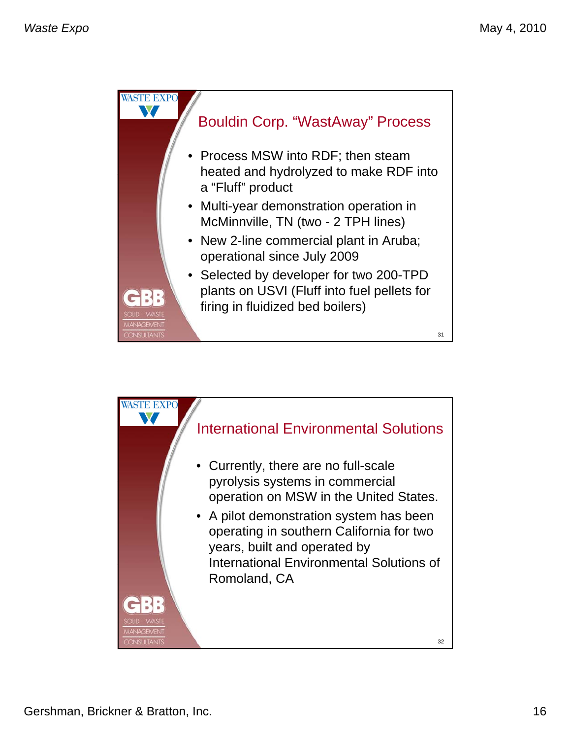## Bouldin Corp. "WastAway" Process

- Process MSW into RDF; then steam heated and hydrolyzed to make RDF into a "Fluff" product
- Multi-year demonstration operation in McMinnville, TN (two - 2 TPH lines)
- New 2-line commercial plant in Aruba; operational since July 2009
- Selected by developer for two 200-TPD plants on USVI (Fluff into fuel pellets for firing in fluidized bed boilers)

## International Environmental Solutions

- Currently, there are no full-scale pyrolysis systems in commercial operation on MSW in the United States.
- A pilot demonstration system has been operating in southern California for two years, built and operated by International Environmental Solutions of Romoland, CA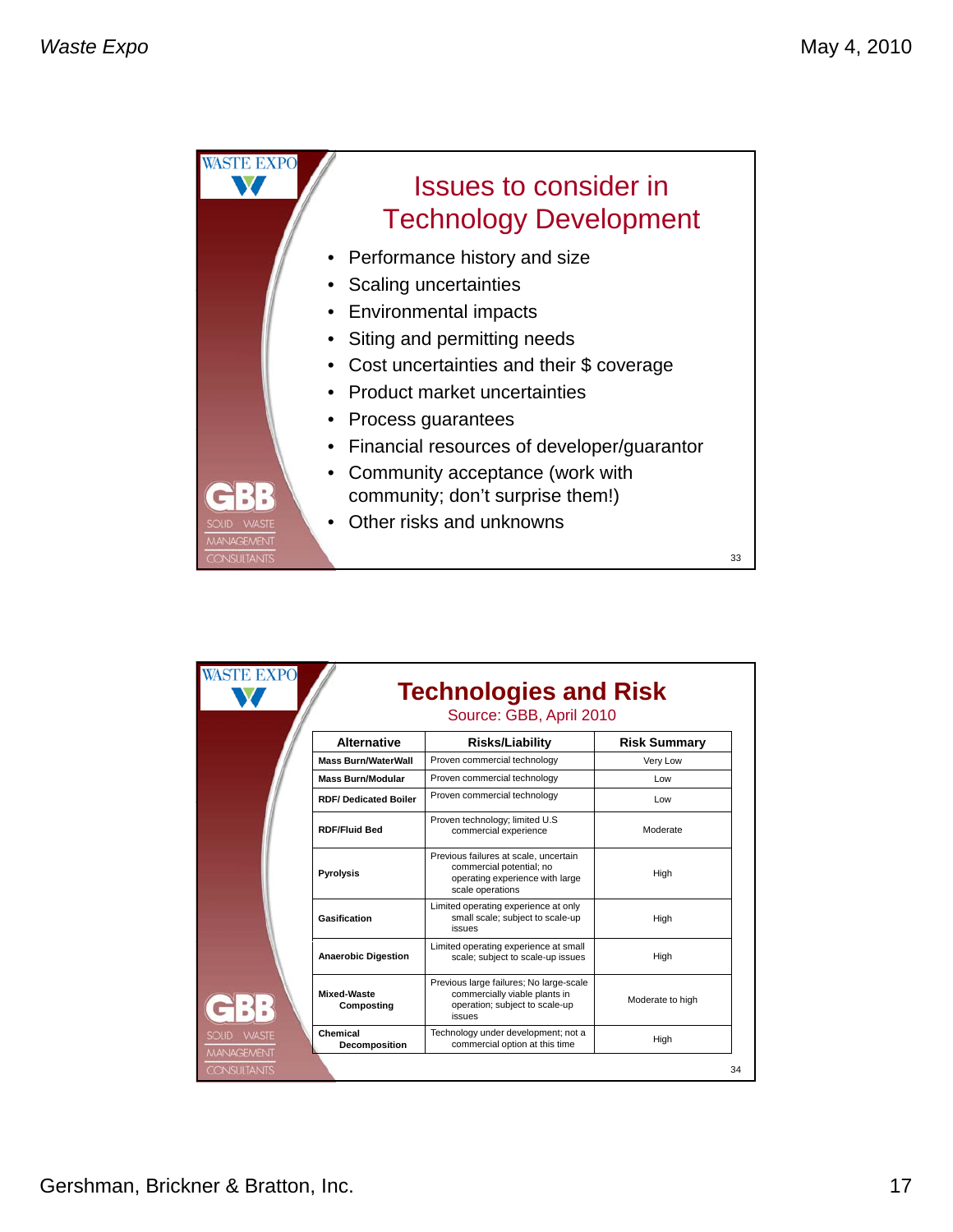## Issues to consider in Technology Development

- Performance history and size
- Scaling uncertainties
- Environmental impacts
- Siting and permitting needs
- Cost uncertainties and their $ coverage
- Product market uncertainties
- Process guarantees
- Financial resources of developer/guarantor
- Community acceptance (work with community; don't surprise them!)
- Other risks and unknowns

## Technologies and Risk

Source: GBB, April 2010

| Alternative | Risks/Liability | Risk Summary |
|---|---|---|
| Mass Burn/WaterWall | Proven commercial technology | Very Low |
| Mass Burn/Modular | Proven commercial technology | Low |
| RDF/ Dedicated Boiler | Proven commercial technology | Low |
| RDF/Fluid Bed | Proven technology; limited U.S commercial experience | Moderate |
| Pyrolysis | Previous failures at scale, uncertain commercial potential; no operating experience with large scale operations | High |
| Gasification | Limited operating experience at only small scale; subject to scale-up issues | High |
| Anaerobic Digestion | Limited operating experience at small scale; subject to scale-up issues | High |
| Mixed-Waste Composting | Previous large failures; No large-scale commercially viable plants in operation; subject to scale-up issues | Moderate to high |
| Chemical Decomposition | Technology under development; not a commercial option at this time | High |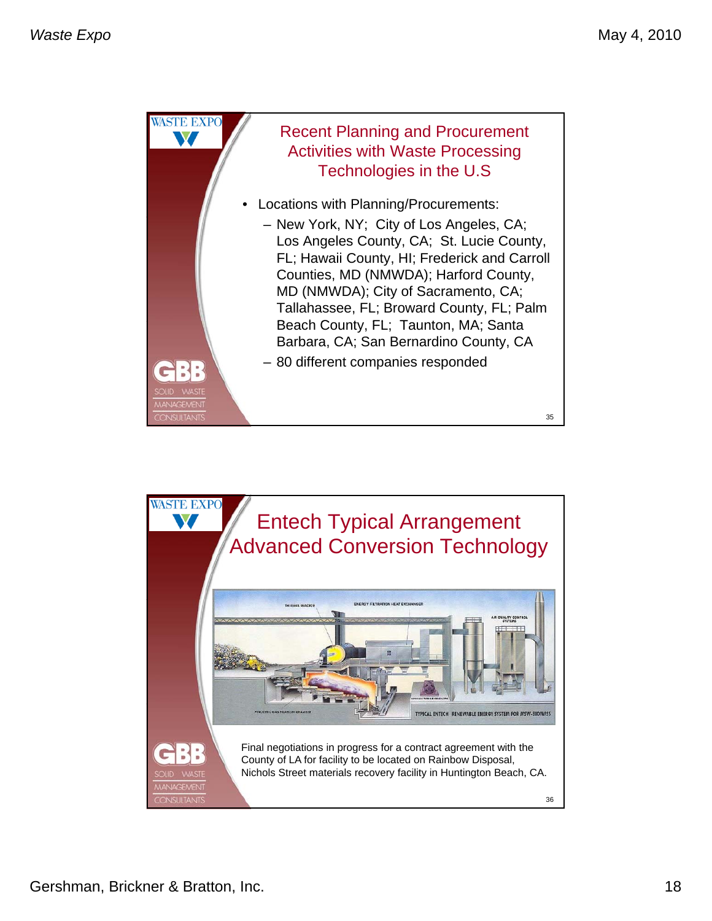## Recent Planning and Procurement Activities with Waste Processing Technologies in the U.S

- Locations with Planning/Procurements:
  - New York, NY; City of Los Angeles, CA; Los Angeles County, CA; St. Lucie County, FL; Hawaii County, HI; Frederick and Carroll Counties, MD (NMWDA); Harford County, MD (NMWDA); City of Sacramento, CA; Tallahassee, FL; Broward County, FL; Palm Beach County, FL; Taunton, MA; Santa Barbara, CA; San Bernardino County, CA
  - 80 different companies responded

## Entech Typical Arrangement Advanced Conversion Technology

TYPICAL ENTECH RENEWABLE ENERGY SYSTEM FOR MSW-BIOMASS

Final negotiations in progress for a contract agreement with the County of LA for facility to be located on Rainbow Disposal, Nichols Street materials recovery facility in Huntington Beach, CA.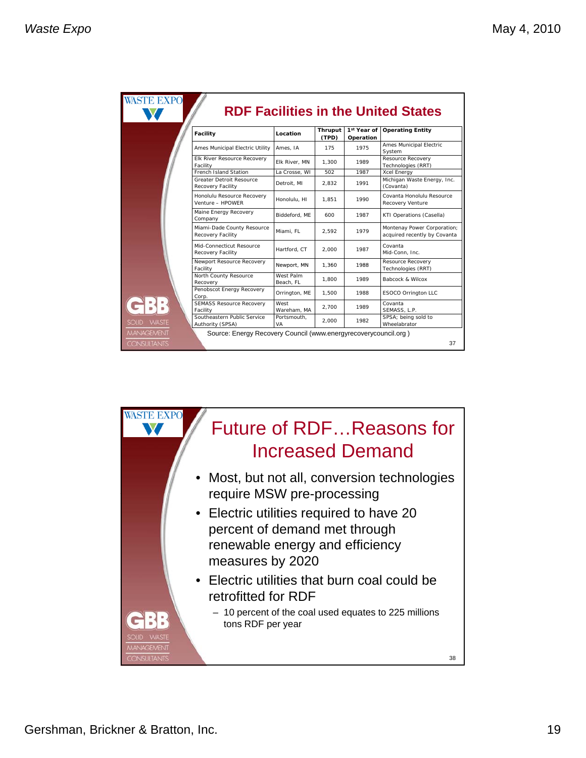## RDF Facilities in the United States

| Facility | Location | Thruput (TPD) | 1st Year of Operation | Operating Entity |
|---|---|---|---|---|
| Ames Municipal Electric Utility | Ames, IA | 175 | 1975 | Ames Municipal Electric System |
| Elk River Resource Recovery Facility | Elk River, MN | 1,300 | 1989 | Resource Recovery Technologies (RRT) |
| French Island Station | La Crosse, WI | 502 | 1987 | Xcel Energy |
| Greater Detroit Resource Recovery Facility | Detroit, MI | 2,832 | 1991 | Michigan Waste Energy, Inc. (Covanta) |
| Honolulu Resource Recovery Venture – HPOWER | Honolulu, HI | 1,851 | 1990 | Covanta Honolulu Resource Recovery Venture |
| Maine Energy Recovery Company | Biddeford, ME | 600 | 1987 | KTI Operations (Casella) |
| Miami-Dade County Resource Recovery Facility | Miami, FL | 2,592 | 1979 | Montenay Power Corporation; acquired recently by Covanta |
| Mid-Connecticut Resource Recovery Facility | Hartford, CT | 2,000 | 1987 | Covanta Mid-Conn, Inc. |
| Newport Resource Recovery Facility | Newport, MN | 1,360 | 1988 | Resource Recovery Technologies (RRT) |
| North County Resource Recovery | West Palm Beach, FL | 1,800 | 1989 | Babcock & Wilcox |
| Penobscot Energy Recovery Corp. | Orrington, ME | 1,500 | 1988 | ESOCO Orrington LLC |
| SEMASS Resource Recovery Facility | West Wareham, MA | 2,700 | 1989 | Covanta SEMASS, L.P. |
| Southeastern Public Service Authority (SPSA) | Portsmouth, VA | 2,000 | 1982 | SPSA; being sold to Wheelabrator |

Source: Energy Recovery Council (www.energyrecoverycouncil.org )

## Future of RDF…Reasons for Increased Demand

- Most, but not all, conversion technologies require MSW pre-processing
- Electric utilities required to have 20 percent of demand met through renewable energy and efficiency measures by 2020
- Electric utilities that burn coal could be retrofitted for RDF
  - 10 percent of the coal used equates to 225 millions tons RDF per year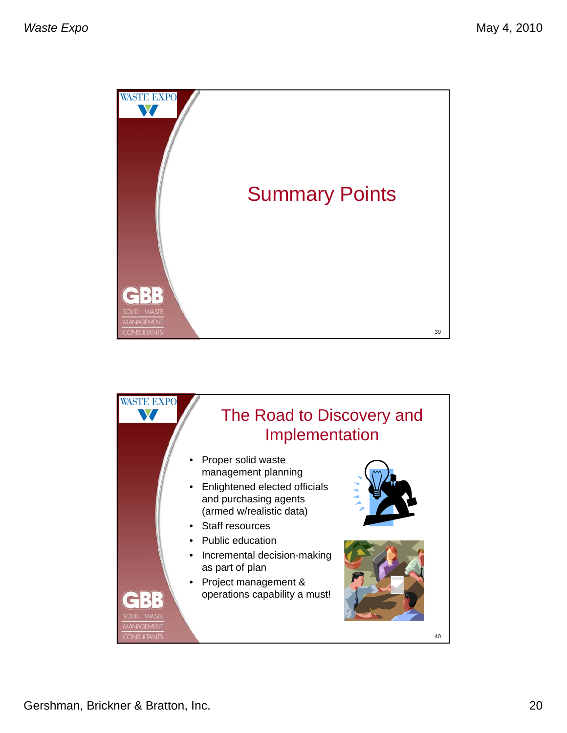# Summary Points

# The Road to Discovery and Implementation

- Proper solid waste management planning
- Enlightened elected officials and purchasing agents (armed w/realistic data)
- Staff resources
- Public education
- Incremental decision-making as part of plan
- Project management & operations capability a must!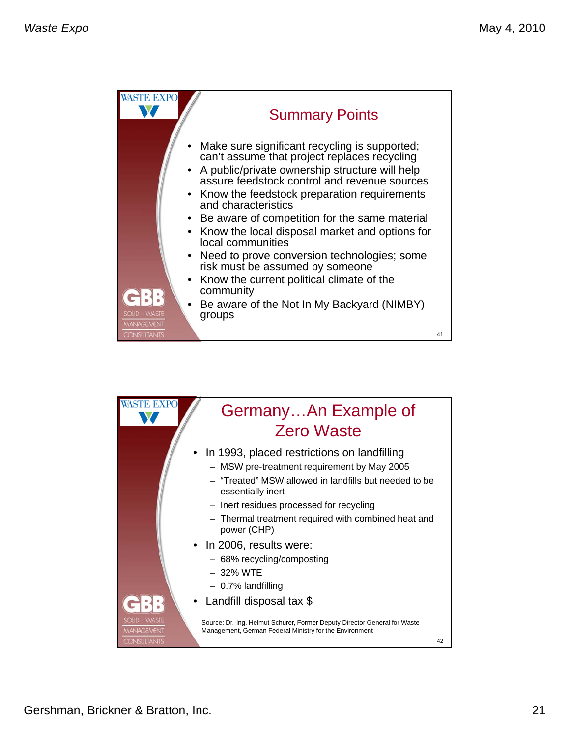## Summary Points

- Make sure significant recycling is supported; can't assume that project replaces recycling
- A public/private ownership structure will help assure feedstock control and revenue sources
- Know the feedstock preparation requirements and characteristics
- Be aware of competition for the same material
- Know the local disposal market and options for local communities
- Need to prove conversion technologies; some risk must be assumed by someone
- Know the current political climate of the community
- Be aware of the Not In My Backyard (NIMBY) groups

## Germany…An Example of Zero Waste

- In 1993, placed restrictions on landfilling
  - MSW pre-treatment requirement by May 2005
  - "Treated" MSW allowed in landfills but needed to be essentially inert
  - Inert residues processed for recycling
  - Thermal treatment required with combined heat and power (CHP)
- In 2006, results were:
  - 68% recycling/composting
  - 32% WTE
  - 0.7% landfilling
- Landfill disposal tax $

Source: Dr.-Ing. Helmut Schurer, Former Deputy Director General for Waste Management, German Federal Ministry for the Environment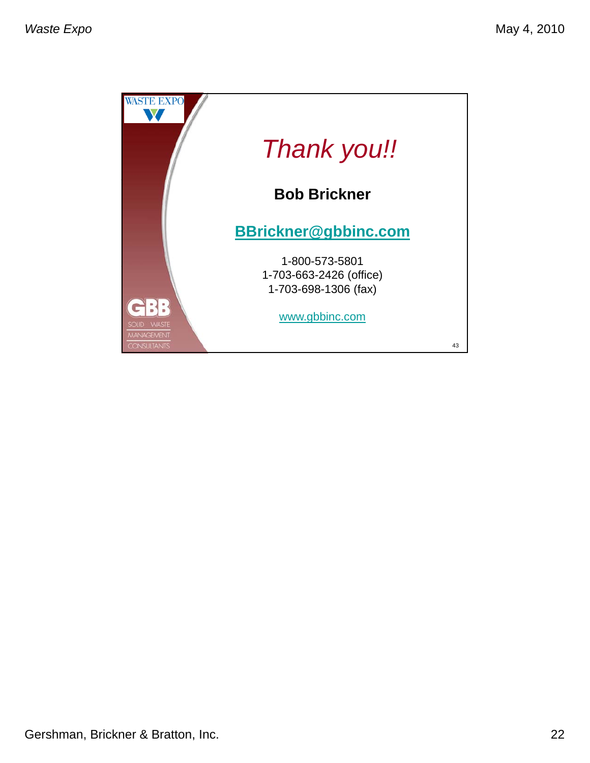WASTE EXPO

# *Thank you!!*

**Bob Brickner**

**BBrickner@gbbinc.com**

1-800-573-5801
1-703-663-2426 (office)
1-703-698-1306 (fax)

www.gbbinc.com

GBB
SOLID WASTE
MANAGEMENT
CONSULTANTS

43